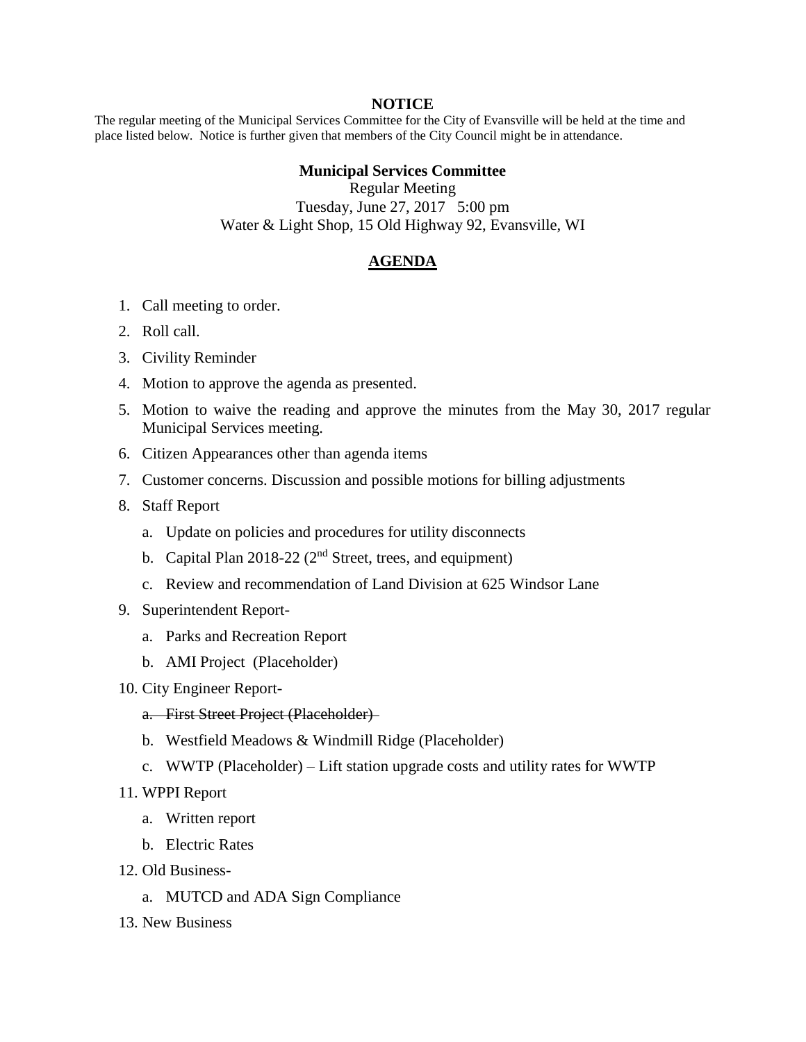**NOTICE**

The regular meeting of the Municipal Services Committee for the City of Evansville will be held at the time and place listed below. Notice is further given that members of the City Council might be in attendance.

**Municipal Services Committee**
Regular Meeting
Tuesday, June 27, 2017 5:00 pm
Water & Light Shop, 15 Old Highway 92, Evansville, WI

## **AGENDA**

1. Call meeting to order.
2. Roll call.
3. Civility Reminder
4. Motion to approve the agenda as presented.
5. Motion to waive the reading and approve the minutes from the May 30, 2017 regular Municipal Services meeting.
6. Citizen Appearances other than agenda items
7. Customer concerns. Discussion and possible motions for billing adjustments
8. Staff Report
   a. Update on policies and procedures for utility disconnects
   b. Capital Plan 2018-22 (2nd Street, trees, and equipment)
   c. Review and recommendation of Land Division at 625 Windsor Lane
9. Superintendent Report-
   a. Parks and Recreation Report
   b. AMI Project (Placeholder)
10. City Engineer Report-
    a. ~~First Street Project (Placeholder)~~
    b. Westfield Meadows & Windmill Ridge (Placeholder)
    c. WWTP (Placeholder) – Lift station upgrade costs and utility rates for WWTP
11. WPPI Report
    a. Written report
    b. Electric Rates
12. Old Business-
    a. MUTCD and ADA Sign Compliance
13. New Business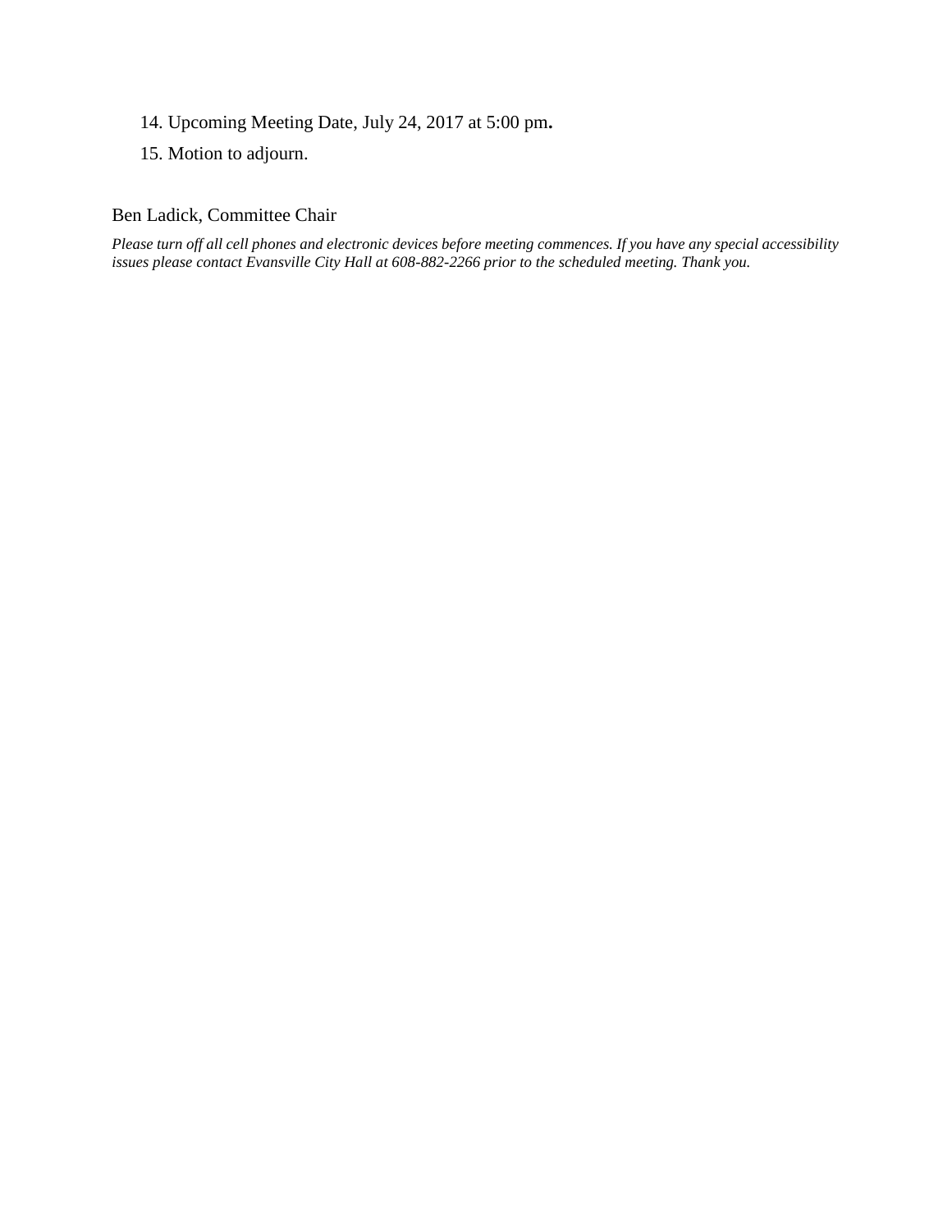14. Upcoming Meeting Date, July 24, 2017 at 5:00 pm**.**
15. Motion to adjourn.

Ben Ladick, Committee Chair

*Please turn off all cell phones and electronic devices before meeting commences. If you have any special accessibility issues please contact Evansville City Hall at 608-882-2266 prior to the scheduled meeting. Thank you.*